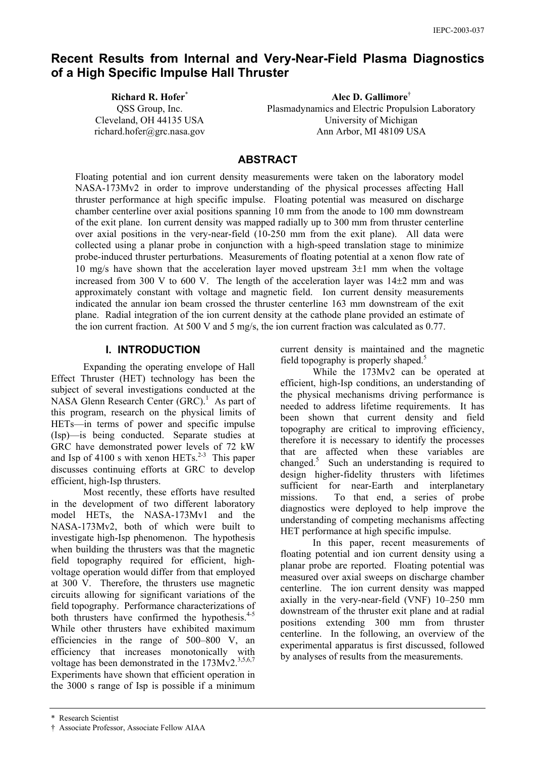# Recent Results from Internal and Very-Near-Field Plasma Diagnostics of a High Specific Impulse Hall Thruster

**Richard R. Hofer***
QSS Group, Inc.
Cleveland, OH 44135 USA
richard.hofer@grc.nasa.gov

**Alec D. Gallimore†**
Plasmadynamics and Electric Propulsion Laboratory
University of Michigan
Ann Arbor, MI 48109 USA

## ABSTRACT

Floating potential and ion current density measurements were taken on the laboratory model NASA-173Mv2 in order to improve understanding of the physical processes affecting Hall thruster performance at high specific impulse. Floating potential was measured on discharge chamber centerline over axial positions spanning 10 mm from the anode to 100 mm downstream of the exit plane. Ion current density was mapped radially up to 300 mm from thruster centerline over axial positions in the very-near-field (10-250 mm from the exit plane). All data were collected using a planar probe in conjunction with a high-speed translation stage to minimize probe-induced thruster perturbations. Measurements of floating potential at a xenon flow rate of 10 mg/s have shown that the acceleration layer moved upstream 3±1 mm when the voltage increased from 300 V to 600 V. The length of the acceleration layer was 14±2 mm and was approximately constant with voltage and magnetic field. Ion current density measurements indicated the annular ion beam crossed the thruster centerline 163 mm downstream of the exit plane. Radial integration of the ion current density at the cathode plane provided an estimate of the ion current fraction. At 500 V and 5 mg/s, the ion current fraction was calculated as 0.77.

## I. INTRODUCTION

Expanding the operating envelope of Hall Effect Thruster (HET) technology has been the subject of several investigations conducted at the NASA Glenn Research Center (GRC).[1] As part of this program, research on the physical limits of HETs—in terms of power and specific impulse (Isp)—is being conducted. Separate studies at GRC have demonstrated power levels of 72 kW and Isp of 4100 s with xenon HETs.[2-3] This paper discusses continuing efforts at GRC to develop efficient, high-Isp thrusters.

Most recently, these efforts have resulted in the development of two different laboratory model HETs, the NASA-173Mv1 and the NASA-173Mv2, both of which were built to investigate high-Isp phenomenon. The hypothesis when building the thrusters was that the magnetic field topography required for efficient, high-voltage operation would differ from that employed at 300 V. Therefore, the thrusters use magnetic circuits allowing for significant variations of the field topography. Performance characterizations of both thrusters have confirmed the hypothesis.[4-5] While other thrusters have exhibited maximum efficiencies in the range of 500–800 V, an efficiency that increases monotonically with voltage has been demonstrated in the 173Mv2.[3,5,6,7] Experiments have shown that efficient operation in the 3000 s range of Isp is possible if a minimum current density is maintained and the magnetic field topography is properly shaped.[5]

While the 173Mv2 can be operated at efficient, high-Isp conditions, an understanding of the physical mechanisms driving performance is needed to address lifetime requirements. It has been shown that current density and field topography are critical to improving efficiency, therefore it is necessary to identify the processes that are affected when these variables are changed.[5] Such an understanding is required to design higher-fidelity thrusters with lifetimes sufficient for near-Earth and interplanetary missions. To that end, a series of probe diagnostics were deployed to help improve the understanding of competing mechanisms affecting HET performance at high specific impulse.

In this paper, recent measurements of floating potential and ion current density using a planar probe are reported. Floating potential was measured over axial sweeps on discharge chamber centerline. The ion current density was mapped axially in the very-near-field (VNF) 10–250 mm downstream of the thruster exit plane and at radial positions extending 300 mm from thruster centerline. In the following, an overview of the experimental apparatus is first discussed, followed by analyses of results from the measurements.

---

\* Research Scientist
† Associate Professor, Associate Fellow AIAA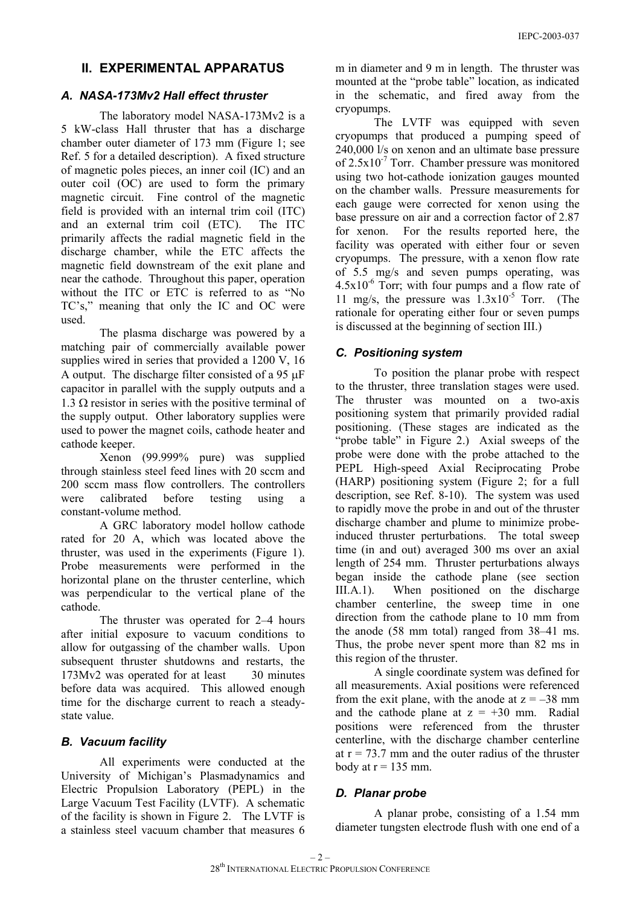## II. EXPERIMENTAL APPARATUS

### A. NASA-173Mv2 Hall effect thruster

The laboratory model NASA-173Mv2 is a 5 kW-class Hall thruster that has a discharge chamber outer diameter of 173 mm (Figure 1; see Ref. 5 for a detailed description). A fixed structure of magnetic poles pieces, an inner coil (IC) and an outer coil (OC) are used to form the primary magnetic circuit. Fine control of the magnetic field is provided with an internal trim coil (ITC) and an external trim coil (ETC). The ITC primarily affects the radial magnetic field in the discharge chamber, while the ETC affects the magnetic field downstream of the exit plane and near the cathode. Throughout this paper, operation without the ITC or ETC is referred to as "No TC's," meaning that only the IC and OC were used.

The plasma discharge was powered by a matching pair of commercially available power supplies wired in series that provided a 1200 V, 16 A output. The discharge filter consisted of a 95 μF capacitor in parallel with the supply outputs and a 1.3 Ω resistor in series with the positive terminal of the supply output. Other laboratory supplies were used to power the magnet coils, cathode heater and cathode keeper.

Xenon (99.999% pure) was supplied through stainless steel feed lines with 20 sccm and 200 sccm mass flow controllers. The controllers were calibrated before testing using a constant-volume method.

A GRC laboratory model hollow cathode rated for 20 A, which was located above the thruster, was used in the experiments (Figure 1). Probe measurements were performed in the horizontal plane on the thruster centerline, which was perpendicular to the vertical plane of the cathode.

The thruster was operated for 2–4 hours after initial exposure to vacuum conditions to allow for outgassing of the chamber walls. Upon subsequent thruster shutdowns and restarts, the 173Mv2 was operated for at least 30 minutes before data was acquired. This allowed enough time for the discharge current to reach a steady-state value.

### B. Vacuum facility

All experiments were conducted at the University of Michigan's Plasmadynamics and Electric Propulsion Laboratory (PEPL) in the Large Vacuum Test Facility (LVTF). A schematic of the facility is shown in Figure 2. The LVTF is a stainless steel vacuum chamber that measures 6 m in diameter and 9 m in length. The thruster was mounted at the "probe table" location, as indicated in the schematic, and fired away from the cryopumps.

The LVTF was equipped with seven cryopumps that produced a pumping speed of 240,000 l/s on xenon and an ultimate base pressure of $2.5\times10^{-7}$ Torr. Chamber pressure was monitored using two hot-cathode ionization gauges mounted on the chamber walls. Pressure measurements for each gauge were corrected for xenon using the base pressure on air and a correction factor of 2.87 for xenon. For the results reported here, the facility was operated with either four or seven cryopumps. The pressure, with a xenon flow rate of 5.5 mg/s and seven pumps operating, was $4.5\times10^{-6}$ Torr; with four pumps and a flow rate of 11 mg/s, the pressure was $1.3\times10^{-5}$ Torr. (The rationale for operating either four or seven pumps is discussed at the beginning of section III.)

### C. Positioning system

To position the planar probe with respect to the thruster, three translation stages were used. The thruster was mounted on a two-axis positioning system that primarily provided radial positioning. (These stages are indicated as the "probe table" in Figure 2.) Axial sweeps of the probe were done with the probe attached to the PEPL High-speed Axial Reciprocating Probe (HARP) positioning system (Figure 2; for a full description, see Ref. 8-10). The system was used to rapidly move the probe in and out of the thruster discharge chamber and plume to minimize probe-induced thruster perturbations. The total sweep time (in and out) averaged 300 ms over an axial length of 254 mm. Thruster perturbations always began inside the cathode plane (see section III.A.1). When positioned on the discharge chamber centerline, the sweep time in one direction from the cathode plane to 10 mm from the anode (58 mm total) ranged from 38–41 ms. Thus, the probe never spent more than 82 ms in this region of the thruster.

A single coordinate system was defined for all measurements. Axial positions were referenced from the exit plane, with the anode at z = –38 mm and the cathode plane at z = +30 mm. Radial positions were referenced from the thruster centerline, with the discharge chamber centerline at r = 73.7 mm and the outer radius of the thruster body at r = 135 mm.

### D. Planar probe

A planar probe, consisting of a 1.54 mm diameter tungsten electrode flush with one end of a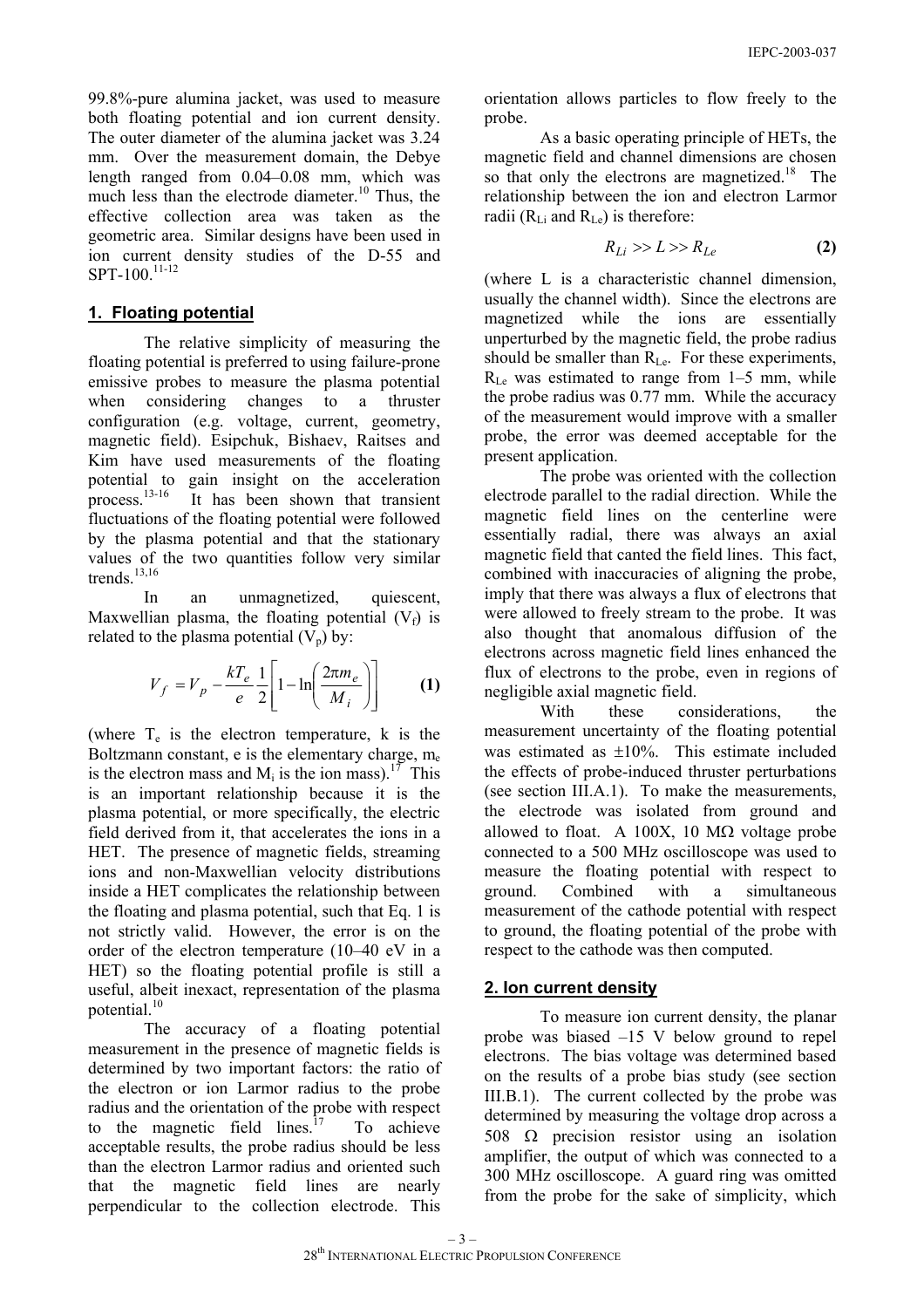99.8%-pure alumina jacket, was used to measure both floating potential and ion current density. The outer diameter of the alumina jacket was 3.24 mm. Over the measurement domain, the Debye length ranged from 0.04–0.08 mm, which was much less than the electrode diameter.[10] Thus, the effective collection area was taken as the geometric area. Similar designs have been used in ion current density studies of the D-55 and SPT-100.[11-12]

## 1. Floating potential

The relative simplicity of measuring the floating potential is preferred to using failure-prone emissive probes to measure the plasma potential when considering changes to a thruster configuration (e.g. voltage, current, geometry, magnetic field). Esipchuk, Bishaev, Raitses and Kim have used measurements of the floating potential to gain insight on the acceleration process.[13-16] It has been shown that transient fluctuations of the floating potential were followed by the plasma potential and that the stationary values of the two quantities follow very similar trends.[13,16]

In an unmagnetized, quiescent, Maxwellian plasma, the floating potential ($V_f$) is related to the plasma potential ($V_p$) by:

$$V_f = V_p - \frac{kT_e}{e}\frac{1}{2}\left[1 - \ln\left(\frac{2\pi m_e}{M_i}\right)\right] \quad \textbf{(1)}$$

(where $T_e$ is the electron temperature, k is the Boltzmann constant, e is the elementary charge, $m_e$ is the electron mass and $M_i$ is the ion mass).[17] This is an important relationship because it is the plasma potential, or more specifically, the electric field derived from it, that accelerates the ions in a HET. The presence of magnetic fields, streaming ions and non-Maxwellian velocity distributions inside a HET complicates the relationship between the floating and plasma potential, such that Eq. 1 is not strictly valid. However, the error is on the order of the electron temperature (10–40 eV in a HET) so the floating potential profile is still a useful, albeit inexact, representation of the plasma potential.[10]

The accuracy of a floating potential measurement in the presence of magnetic fields is determined by two important factors: the ratio of the electron or ion Larmor radius to the probe radius and the orientation of the probe with respect to the magnetic field lines.[17] To achieve acceptable results, the probe radius should be less than the electron Larmor radius and oriented such that the magnetic field lines are nearly perpendicular to the collection electrode. This orientation allows particles to flow freely to the probe.

As a basic operating principle of HETs, the magnetic field and channel dimensions are chosen so that only the electrons are magnetized.[18] The relationship between the ion and electron Larmor radii ($R_{Li}$ and $R_{Le}$) is therefore:

$$R_{Li} >> L >> R_{Le} \quad \textbf{(2)}$$

(where L is a characteristic channel dimension, usually the channel width). Since the electrons are magnetized while the ions are essentially unperturbed by the magnetic field, the probe radius should be smaller than $R_{Le}$. For these experiments, $R_{Le}$ was estimated to range from 1–5 mm, while the probe radius was 0.77 mm. While the accuracy of the measurement would improve with a smaller probe, the error was deemed acceptable for the present application.

The probe was oriented with the collection electrode parallel to the radial direction. While the magnetic field lines on the centerline were essentially radial, there was always an axial magnetic field that canted the field lines. This fact, combined with inaccuracies of aligning the probe, imply that there was always a flux of electrons that were allowed to freely stream to the probe. It was also thought that anomalous diffusion of the electrons across magnetic field lines enhanced the flux of electrons to the probe, even in regions of negligible axial magnetic field.

With these considerations, the measurement uncertainty of the floating potential was estimated as ±10%. This estimate included the effects of probe-induced thruster perturbations (see section III.A.1). To make the measurements, the electrode was isolated from ground and allowed to float. A 100X, 10 MΩ voltage probe connected to a 500 MHz oscilloscope was used to measure the floating potential with respect to ground. Combined with a simultaneous measurement of the cathode potential with respect to ground, the floating potential of the probe with respect to the cathode was then computed.

## 2. Ion current density

To measure ion current density, the planar probe was biased –15 V below ground to repel electrons. The bias voltage was determined based on the results of a probe bias study (see section III.B.1). The current collected by the probe was determined by measuring the voltage drop across a 508 Ω precision resistor using an isolation amplifier, the output of which was connected to a 300 MHz oscilloscope. A guard ring was omitted from the probe for the sake of simplicity, which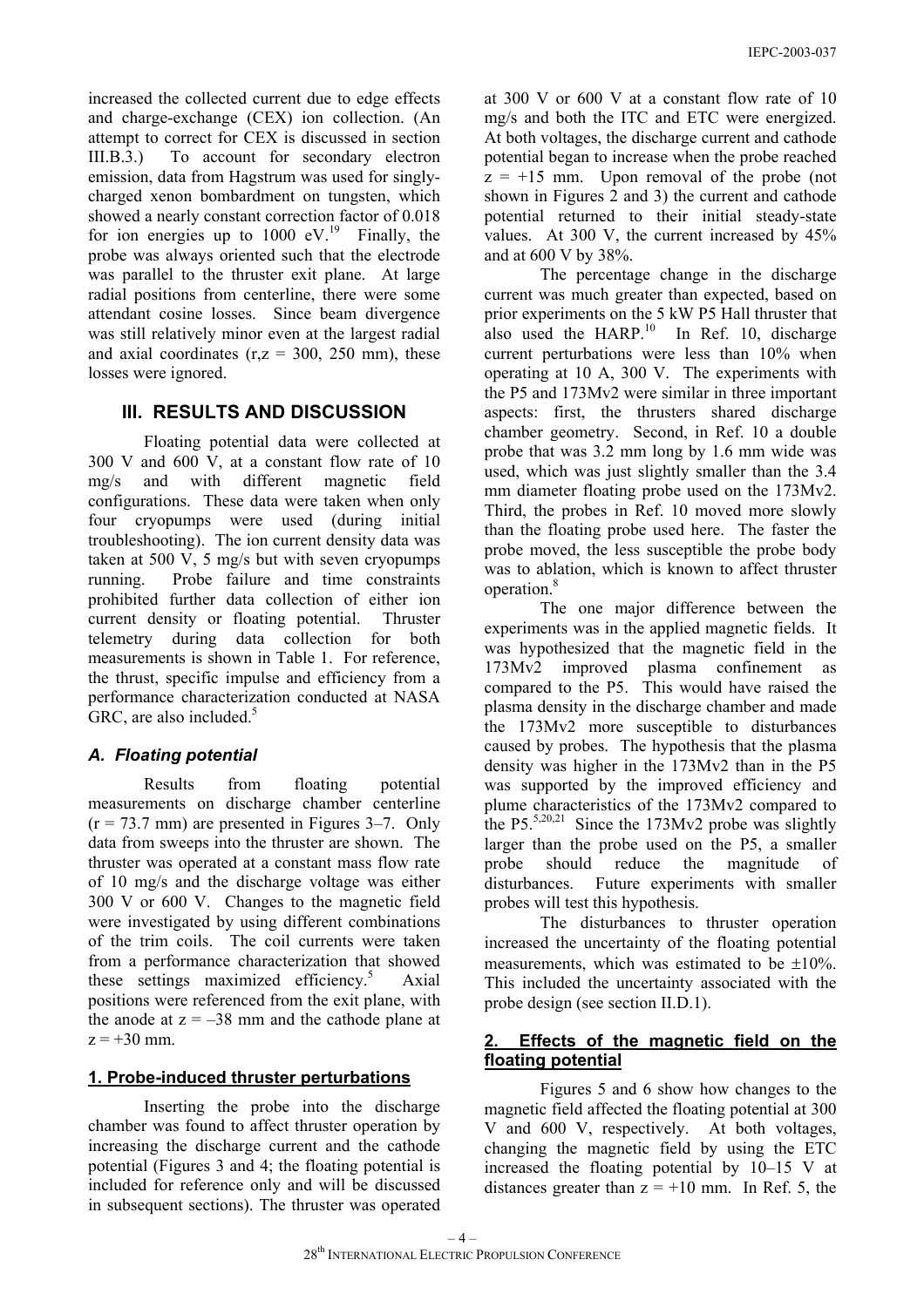increased the collected current due to edge effects and charge-exchange (CEX) ion collection. (An attempt to correct for CEX is discussed in section III.B.3.) To account for secondary electron emission, data from Hagstrum was used for singly-charged xenon bombardment on tungsten, which showed a nearly constant correction factor of 0.018 for ion energies up to 1000 eV.[19] Finally, the probe was always oriented such that the electrode was parallel to the thruster exit plane. At large radial positions from centerline, there were some attendant cosine losses. Since beam divergence was still relatively minor even at the largest radial and axial coordinates (r,z = 300, 250 mm), these losses were ignored.

## III. RESULTS AND DISCUSSION

Floating potential data were collected at 300 V and 600 V, at a constant flow rate of 10 mg/s and with different magnetic field configurations. These data were taken when only four cryopumps were used (during initial troubleshooting). The ion current density data was taken at 500 V, 5 mg/s but with seven cryopumps running. Probe failure and time constraints prohibited further data collection of either ion current density or floating potential. Thruster telemetry during data collection for both measurements is shown in Table 1. For reference, the thrust, specific impulse and efficiency from a performance characterization conducted at NASA GRC, are also included.[5]

### *A. Floating potential*

Results from floating potential measurements on discharge chamber centerline (r = 73.7 mm) are presented in Figures 3–7. Only data from sweeps into the thruster are shown. The thruster was operated at a constant mass flow rate of 10 mg/s and the discharge voltage was either 300 V or 600 V. Changes to the magnetic field were investigated by using different combinations of the trim coils. The coil currents were taken from a performance characterization that showed these settings maximized efficiency.[5] Axial positions were referenced from the exit plane, with the anode at z = –38 mm and the cathode plane at z = +30 mm.

#### 1. Probe-induced thruster perturbations

Inserting the probe into the discharge chamber was found to affect thruster operation by increasing the discharge current and the cathode potential (Figures 3 and 4; the floating potential is included for reference only and will be discussed in subsequent sections). The thruster was operated at 300 V or 600 V at a constant flow rate of 10 mg/s and both the ITC and ETC were energized. At both voltages, the discharge current and cathode potential began to increase when the probe reached z = +15 mm. Upon removal of the probe (not shown in Figures 2 and 3) the current and cathode potential returned to their initial steady-state values. At 300 V, the current increased by 45% and at 600 V by 38%.

The percentage change in the discharge current was much greater than expected, based on prior experiments on the 5 kW P5 Hall thruster that also used the HARP.[10] In Ref. 10, discharge current perturbations were less than 10% when operating at 10 A, 300 V. The experiments with the P5 and 173Mv2 were similar in three important aspects: first, the thrusters shared discharge chamber geometry. Second, in Ref. 10 a double probe that was 3.2 mm long by 1.6 mm wide was used, which was just slightly smaller than the 3.4 mm diameter floating probe used on the 173Mv2. Third, the probes in Ref. 10 moved more slowly than the floating probe used here. The faster the probe moved, the less susceptible the probe body was to ablation, which is known to affect thruster operation.[8]

The one major difference between the experiments was in the applied magnetic fields. It was hypothesized that the magnetic field in the 173Mv2 improved plasma confinement as compared to the P5. This would have raised the plasma density in the discharge chamber and made the 173Mv2 more susceptible to disturbances caused by probes. The hypothesis that the plasma density was higher in the 173Mv2 than in the P5 was supported by the improved efficiency and plume characteristics of the 173Mv2 compared to the P5.[5,20,21] Since the 173Mv2 probe was slightly larger than the probe used on the P5, a smaller probe should reduce the magnitude of disturbances. Future experiments with smaller probes will test this hypothesis.

The disturbances to thruster operation increased the uncertainty of the floating potential measurements, which was estimated to be ±10%. This included the uncertainty associated with the probe design (see section II.D.1).

#### 2. Effects of the magnetic field on the floating potential

Figures 5 and 6 show how changes to the magnetic field affected the floating potential at 300 V and 600 V, respectively. At both voltages, changing the magnetic field by using the ETC increased the floating potential by 10–15 V at distances greater than z = +10 mm. In Ref. 5, the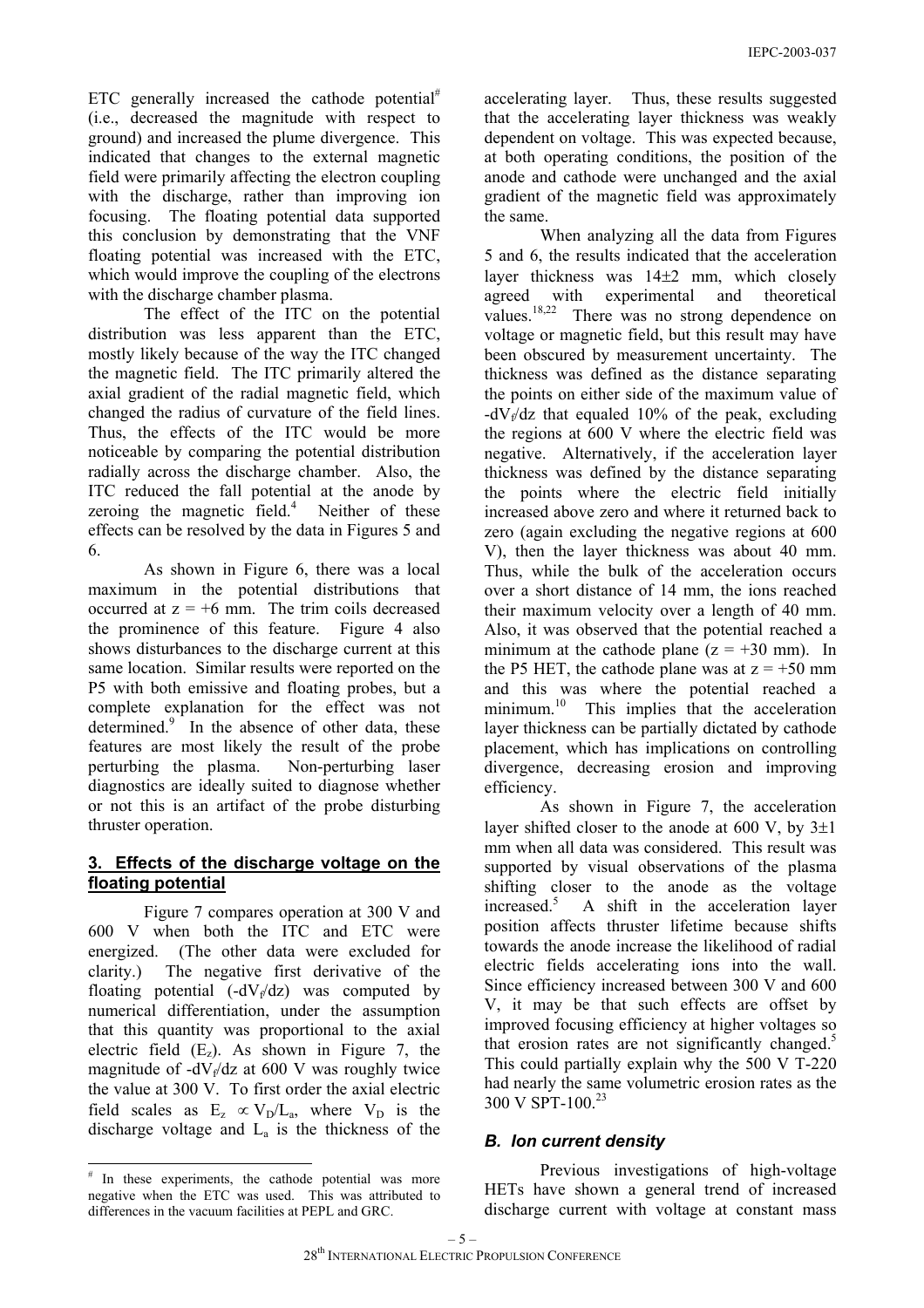ETC generally increased the cathode potential[#] (i.e., decreased the magnitude with respect to ground) and increased the plume divergence. This indicated that changes to the external magnetic field were primarily affecting the electron coupling with the discharge, rather than improving ion focusing. The floating potential data supported this conclusion by demonstrating that the VNF floating potential was increased with the ETC, which would improve the coupling of the electrons with the discharge chamber plasma.

The effect of the ITC on the potential distribution was less apparent than the ETC, mostly likely because of the way the ITC changed the magnetic field. The ITC primarily altered the axial gradient of the radial magnetic field, which changed the radius of curvature of the field lines. Thus, the effects of the ITC would be more noticeable by comparing the potential distribution radially across the discharge chamber. Also, the ITC reduced the fall potential at the anode by zeroing the magnetic field.[4] Neither of these effects can be resolved by the data in Figures 5 and 6.

As shown in Figure 6, there was a local maximum in the potential distributions that occurred at z = +6 mm. The trim coils decreased the prominence of this feature. Figure 4 also shows disturbances to the discharge current at this same location. Similar results were reported on the P5 with both emissive and floating probes, but a complete explanation for the effect was not determined.[9] In the absence of other data, these features are most likely the result of the probe perturbing the plasma. Non-perturbing laser diagnostics are ideally suited to diagnose whether or not this is an artifact of the probe disturbing thruster operation.

## 3. Effects of the discharge voltage on the floating potential

Figure 7 compares operation at 300 V and 600 V when both the ITC and ETC were energized. (The other data were excluded for clarity.) The negative first derivative of the floating potential ($-dV_f/dz$) was computed by numerical differentiation, under the assumption that this quantity was proportional to the axial electric field ($E_z$). As shown in Figure 7, the magnitude of $-dV_f/dz$ at 600 V was roughly twice the value at 300 V. To first order the axial electric field scales as $E_z \propto V_D/L_a$, where $V_D$ is the discharge voltage and $L_a$ is the thickness of the accelerating layer. Thus, these results suggested that the accelerating layer thickness was weakly dependent on voltage. This was expected because, at both operating conditions, the position of the anode and cathode were unchanged and the axial gradient of the magnetic field was approximately the same.

When analyzing all the data from Figures 5 and 6, the results indicated that the acceleration layer thickness was 14±2 mm, which closely agreed with experimental and theoretical values.[18,22] There was no strong dependence on voltage or magnetic field, but this result may have been obscured by measurement uncertainty. The thickness was defined as the distance separating the points on either side of the maximum value of $-dV_f/dz$ that equaled 10% of the peak, excluding the regions at 600 V where the electric field was negative. Alternatively, if the acceleration layer thickness was defined by the distance separating the points where the electric field initially increased above zero and where it returned back to zero (again excluding the negative regions at 600 V), then the layer thickness was about 40 mm. Thus, while the bulk of the acceleration occurs over a short distance of 14 mm, the ions reached their maximum velocity over a length of 40 mm. Also, it was observed that the potential reached a minimum at the cathode plane (z = +30 mm). In the P5 HET, the cathode plane was at z = +50 mm and this was where the potential reached a minimum.[10] This implies that the acceleration layer thickness can be partially dictated by cathode placement, which has implications on controlling divergence, decreasing erosion and improving efficiency.

As shown in Figure 7, the acceleration layer shifted closer to the anode at 600 V, by 3±1 mm when all data was considered. This result was supported by visual observations of the plasma shifting closer to the anode as the voltage increased.[5] A shift in the acceleration layer position affects thruster lifetime because shifts towards the anode increase the likelihood of radial electric fields accelerating ions into the wall. Since efficiency increased between 300 V and 600 V, it may be that such effects are offset by improved focusing efficiency at higher voltages so that erosion rates are not significantly changed.[5] This could partially explain why the 500 V T-220 had nearly the same volumetric erosion rates as the 300 V SPT-100.[23]

### B. Ion current density

Previous investigations of high-voltage HETs have shown a general trend of increased discharge current with voltage at constant mass

[#] In these experiments, the cathode potential was more negative when the ETC was used. This was attributed to differences in the vacuum facilities at PEPL and GRC.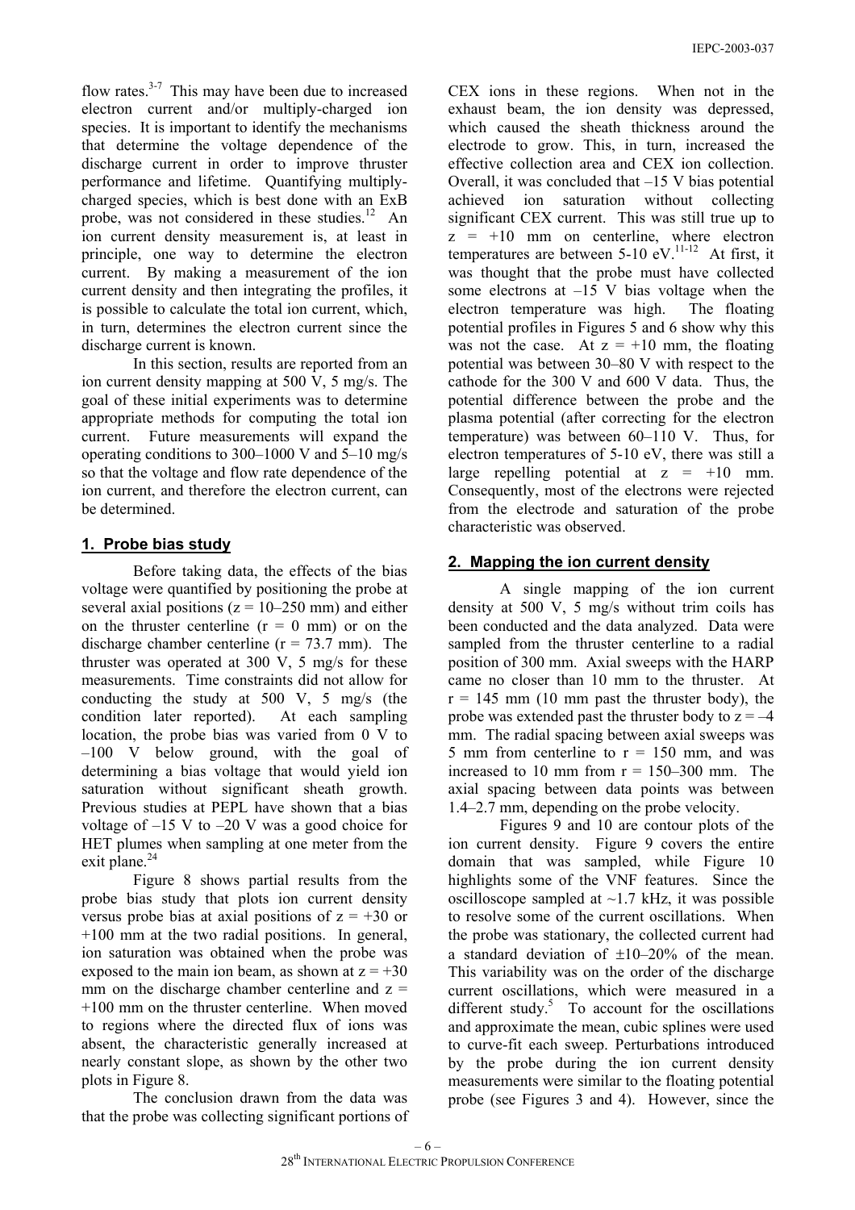flow rates.[3-7] This may have been due to increased electron current and/or multiply-charged ion species. It is important to identify the mechanisms that determine the voltage dependence of the discharge current in order to improve thruster performance and lifetime. Quantifying multiply-charged species, which is best done with an ExB probe, was not considered in these studies.[12] An ion current density measurement is, at least in principle, one way to determine the electron current. By making a measurement of the ion current density and then integrating the profiles, it is possible to calculate the total ion current, which, in turn, determines the electron current since the discharge current is known.

In this section, results are reported from an ion current density mapping at 500 V, 5 mg/s. The goal of these initial experiments was to determine appropriate methods for computing the total ion current. Future measurements will expand the operating conditions to 300–1000 V and 5–10 mg/s so that the voltage and flow rate dependence of the ion current, and therefore the electron current, can be determined.

### 1. Probe bias study

Before taking data, the effects of the bias voltage were quantified by positioning the probe at several axial positions (z = 10–250 mm) and either on the thruster centerline (r = 0 mm) or on the discharge chamber centerline (r = 73.7 mm). The thruster was operated at 300 V, 5 mg/s for these measurements. Time constraints did not allow for conducting the study at 500 V, 5 mg/s (the condition later reported). At each sampling location, the probe bias was varied from 0 V to –100 V below ground, with the goal of determining a bias voltage that would yield ion saturation without significant sheath growth. Previous studies at PEPL have shown that a bias voltage of –15 V to –20 V was a good choice for HET plumes when sampling at one meter from the exit plane.[24]

Figure 8 shows partial results from the probe bias study that plots ion current density versus probe bias at axial positions of z = +30 or +100 mm at the two radial positions. In general, ion saturation was obtained when the probe was exposed to the main ion beam, as shown at z = +30 mm on the discharge chamber centerline and z = +100 mm on the thruster centerline. When moved to regions where the directed flux of ions was absent, the characteristic generally increased at nearly constant slope, as shown by the other two plots in Figure 8.

The conclusion drawn from the data was that the probe was collecting significant portions of CEX ions in these regions. When not in the exhaust beam, the ion density was depressed, which caused the sheath thickness around the electrode to grow. This, in turn, increased the effective collection area and CEX ion collection. Overall, it was concluded that –15 V bias potential achieved ion saturation without collecting significant CEX current. This was still true up to z = +10 mm on centerline, where electron temperatures are between 5-10 eV.[11-12] At first, it was thought that the probe must have collected some electrons at –15 V bias voltage when the electron temperature was high. The floating potential profiles in Figures 5 and 6 show why this was not the case. At z = +10 mm, the floating potential was between 30–80 V with respect to the cathode for the 300 V and 600 V data. Thus, the potential difference between the probe and the plasma potential (after correcting for the electron temperature) was between 60–110 V. Thus, for electron temperatures of 5-10 eV, there was still a large repelling potential at z = +10 mm. Consequently, most of the electrons were rejected from the electrode and saturation of the probe characteristic was observed.

### 2. Mapping the ion current density

A single mapping of the ion current density at 500 V, 5 mg/s without trim coils has been conducted and the data analyzed. Data were sampled from the thruster centerline to a radial position of 300 mm. Axial sweeps with the HARP came no closer than 10 mm to the thruster. At r = 145 mm (10 mm past the thruster body), the probe was extended past the thruster body to z = –4 mm. The radial spacing between axial sweeps was 5 mm from centerline to r = 150 mm, and was increased to 10 mm from r = 150–300 mm. The axial spacing between data points was between 1.4–2.7 mm, depending on the probe velocity.

Figures 9 and 10 are contour plots of the ion current density. Figure 9 covers the entire domain that was sampled, while Figure 10 highlights some of the VNF features. Since the oscilloscope sampled at ~1.7 kHz, it was possible to resolve some of the current oscillations. When the probe was stationary, the collected current had a standard deviation of ±10–20% of the mean. This variability was on the order of the discharge current oscillations, which were measured in a different study.[5] To account for the oscillations and approximate the mean, cubic splines were used to curve-fit each sweep. Perturbations introduced by the probe during the ion current density measurements were similar to the floating potential probe (see Figures 3 and 4). However, since the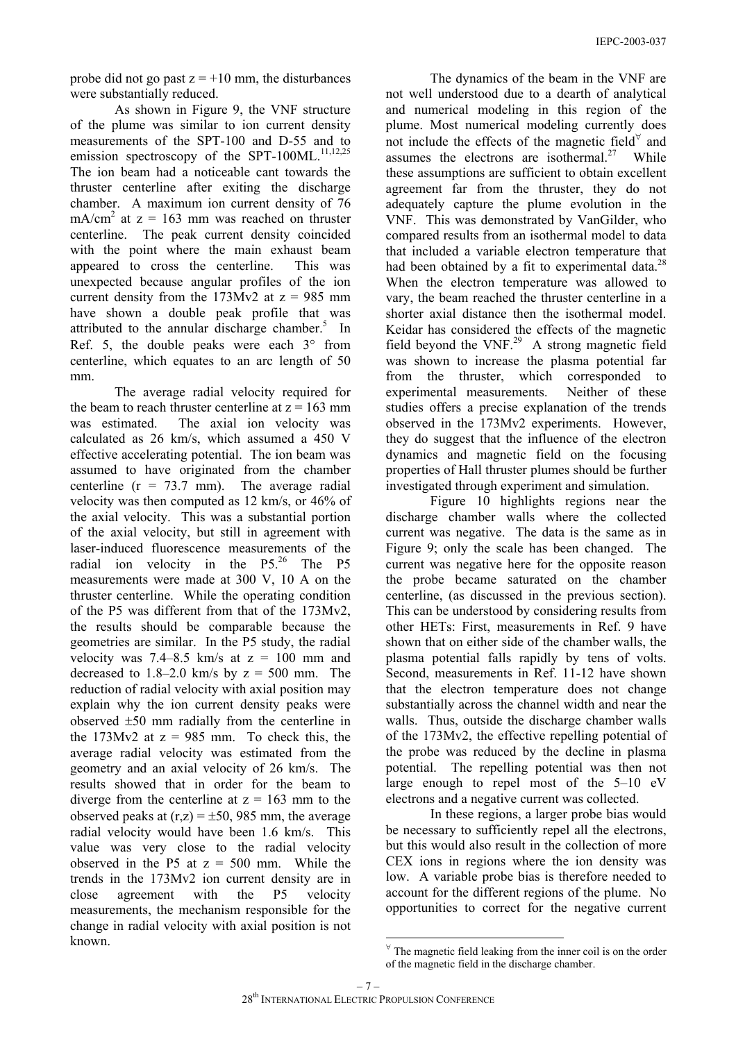probe did not go past z = +10 mm, the disturbances were substantially reduced.

As shown in Figure 9, the VNF structure of the plume was similar to ion current density measurements of the SPT-100 and D-55 and to emission spectroscopy of the SPT-100ML.[11,12,25] The ion beam had a noticeable cant towards the thruster centerline after exiting the discharge chamber. A maximum ion current density of 76 $mA/cm^2$ at z = 163 mm was reached on thruster centerline. The peak current density coincided with the point where the main exhaust beam appeared to cross the centerline. This was unexpected because angular profiles of the ion current density from the 173Mv2 at z = 985 mm have shown a double peak profile that was attributed to the annular discharge chamber.[5] In Ref. 5, the double peaks were each 3° from centerline, which equates to an arc length of 50 mm.

The average radial velocity required for the beam to reach thruster centerline at z = 163 mm was estimated. The axial ion velocity was calculated as 26 km/s, which assumed a 450 V effective accelerating potential. The ion beam was assumed to have originated from the chamber centerline (r = 73.7 mm). The average radial velocity was then computed as 12 km/s, or 46% of the axial velocity. This was a substantial portion of the axial velocity, but still in agreement with laser-induced fluorescence measurements of the radial ion velocity in the P5.[26] The P5 measurements were made at 300 V, 10 A on the thruster centerline. While the operating condition of the P5 was different from that of the 173Mv2, the results should be comparable because the geometries are similar. In the P5 study, the radial velocity was 7.4–8.5 km/s at z = 100 mm and decreased to 1.8–2.0 km/s by z = 500 mm. The reduction of radial velocity with axial position may explain why the ion current density peaks were observed ±50 mm radially from the centerline in the 173Mv2 at z = 985 mm. To check this, the average radial velocity was estimated from the geometry and an axial velocity of 26 km/s. The results showed that in order for the beam to diverge from the centerline at z = 163 mm to the observed peaks at (r,z) = ±50, 985 mm, the average radial velocity would have been 1.6 km/s. This value was very close to the radial velocity observed in the P5 at z = 500 mm. While the trends in the 173Mv2 ion current density are in close agreement with the P5 velocity measurements, the mechanism responsible for the change in radial velocity with axial position is not known.

The dynamics of the beam in the VNF are not well understood due to a dearth of analytical and numerical modeling in this region of the plume. Most numerical modeling currently does not include the effects of the magnetic field[∀] and assumes the electrons are isothermal.[27] While these assumptions are sufficient to obtain excellent agreement far from the thruster, they do not adequately capture the plume evolution in the VNF. This was demonstrated by VanGilder, who compared results from an isothermal model to data that included a variable electron temperature that had been obtained by a fit to experimental data.[28] When the electron temperature was allowed to vary, the beam reached the thruster centerline in a shorter axial distance then the isothermal model. Keidar has considered the effects of the magnetic field beyond the VNF.[29] A strong magnetic field was shown to increase the plasma potential far from the thruster, which corresponded to experimental measurements. Neither of these studies offers a precise explanation of the trends observed in the 173Mv2 experiments. However, they do suggest that the influence of the electron dynamics and magnetic field on the focusing properties of Hall thruster plumes should be further investigated through experiment and simulation.

Figure 10 highlights regions near the discharge chamber walls where the collected current was negative. The data is the same as in Figure 9; only the scale has been changed. The current was negative here for the opposite reason the probe became saturated on the chamber centerline, (as discussed in the previous section). This can be understood by considering results from other HETs: First, measurements in Ref. 9 have shown that on either side of the chamber walls, the plasma potential falls rapidly by tens of volts. Second, measurements in Ref. 11-12 have shown that the electron temperature does not change substantially across the channel width and near the walls. Thus, outside the discharge chamber walls of the 173Mv2, the effective repelling potential of the probe was reduced by the decline in plasma potential. The repelling potential was then not large enough to repel most of the 5–10 eV electrons and a negative current was collected.

In these regions, a larger probe bias would be necessary to sufficiently repel all the electrons, but this would also result in the collection of more CEX ions in regions where the ion density was low. A variable probe bias is therefore needed to account for the different regions of the plume. No opportunities to correct for the negative current

[∀] The magnetic field leaking from the inner coil is on the order of the magnetic field in the discharge chamber.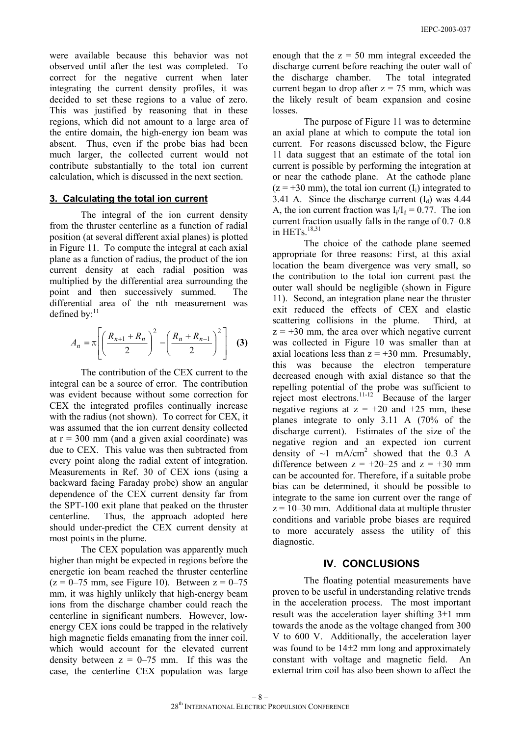were available because this behavior was not observed until after the test was completed. To correct for the negative current when later integrating the current density profiles, it was decided to set these regions to a value of zero. This was justified by reasoning that in these regions, which did not amount to a large area of the entire domain, the high-energy ion beam was absent. Thus, even if the probe bias had been much larger, the collected current would not contribute substantially to the total ion current calculation, which is discussed in the next section.

## 3. Calculating the total ion current

The integral of the ion current density from the thruster centerline as a function of radial position (at several different axial planes) is plotted in Figure 11. To compute the integral at each axial plane as a function of radius, the product of the ion current density at each radial position was multiplied by the differential area surrounding the point and then successively summed. The differential area of the nth measurement was defined by:[11]

$$A_n = \pi \left[ \left( \frac{R_{n+1} + R_n}{2} \right)^2 - \left( \frac{R_n + R_{n-1}}{2} \right)^2 \right] \quad \textbf{(3)}$$

The contribution of the CEX current to the integral can be a source of error. The contribution was evident because without some correction for CEX the integrated profiles continually increase with the radius (not shown). To correct for CEX, it was assumed that the ion current density collected at r = 300 mm (and a given axial coordinate) was due to CEX. This value was then subtracted from every point along the radial extent of integration. Measurements in Ref. 30 of CEX ions (using a backward facing Faraday probe) show an angular dependence of the CEX current density far from the SPT-100 exit plane that peaked on the thruster centerline. Thus, the approach adopted here should under-predict the CEX current density at most points in the plume.

The CEX population was apparently much higher than might be expected in regions before the energetic ion beam reached the thruster centerline (z = 0–75 mm, see Figure 10). Between z = 0–75 mm, it was highly unlikely that high-energy beam ions from the discharge chamber could reach the centerline in significant numbers. However, low-energy CEX ions could be trapped in the relatively high magnetic fields emanating from the inner coil, which would account for the elevated current density between z = 0–75 mm. If this was the case, the centerline CEX population was large enough that the z = 50 mm integral exceeded the discharge current before reaching the outer wall of the discharge chamber. The total integrated current began to drop after z = 75 mm, which was the likely result of beam expansion and cosine losses.

The purpose of Figure 11 was to determine an axial plane at which to compute the total ion current. For reasons discussed below, the Figure 11 data suggest that an estimate of the total ion current is possible by performing the integration at or near the cathode plane. At the cathode plane (z = +30 mm), the total ion current ($I_i$) integrated to 3.41 A. Since the discharge current ($I_d$) was 4.44 A, the ion current fraction was $I_i/I_d = 0.77$. The ion current fraction usually falls in the range of 0.7–0.8 in HETs.[18,31]

The choice of the cathode plane seemed appropriate for three reasons: First, at this axial location the beam divergence was very small, so the contribution to the total ion current past the outer wall should be negligible (shown in Figure 11). Second, an integration plane near the thruster exit reduced the effects of CEX and elastic scattering collisions in the plume. Third, at z = +30 mm, the area over which negative current was collected in Figure 10 was smaller than at axial locations less than z = +30 mm. Presumably, this was because the electron temperature decreased enough with axial distance so that the repelling potential of the probe was sufficient to reject most electrons.[11-12] Because of the larger negative regions at z = +20 and +25 mm, these planes integrate to only 3.11 A (70% of the discharge current). Estimates of the size of the negative region and an expected ion current density of ~1 mA/cm$^2$ showed that the 0.3 A difference between z = +20–25 and z = +30 mm can be accounted for. Therefore, if a suitable probe bias can be determined, it should be possible to integrate to the same ion current over the range of z = 10–30 mm. Additional data at multiple thruster conditions and variable probe biases are required to more accurately assess the utility of this diagnostic.

# IV. CONCLUSIONS

The floating potential measurements have proven to be useful in understanding relative trends in the acceleration process. The most important result was the acceleration layer shifting 3±1 mm towards the anode as the voltage changed from 300 V to 600 V. Additionally, the acceleration layer was found to be 14±2 mm long and approximately constant with voltage and magnetic field. An external trim coil has also been shown to affect the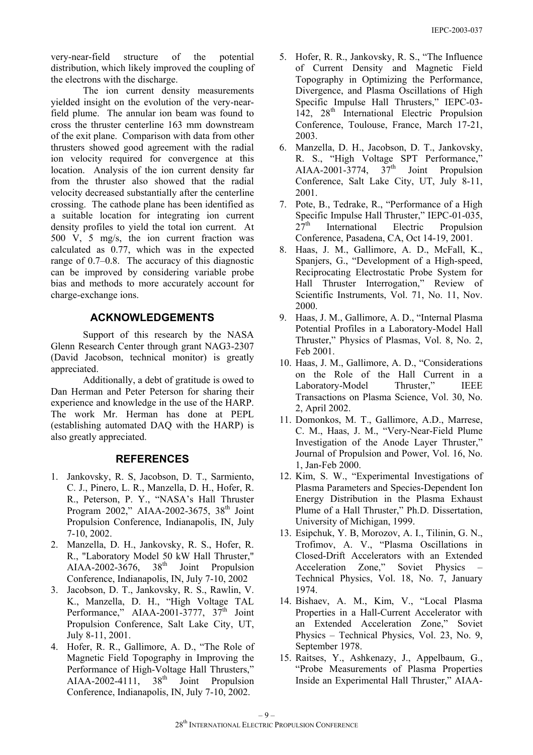very-near-field structure of the potential distribution, which likely improved the coupling of the electrons with the discharge.

The ion current density measurements yielded insight on the evolution of the very-near-field plume. The annular ion beam was found to cross the thruster centerline 163 mm downstream of the exit plane. Comparison with data from other thrusters showed good agreement with the radial ion velocity required for convergence at this location. Analysis of the ion current density far from the thruster also showed that the radial velocity decreased substantially after the centerline crossing. The cathode plane has been identified as a suitable location for integrating ion current density profiles to yield the total ion current. At 500 V, 5 mg/s, the ion current fraction was calculated as 0.77, which was in the expected range of 0.7–0.8. The accuracy of this diagnostic can be improved by considering variable probe bias and methods to more accurately account for charge-exchange ions.

## ACKNOWLEDGEMENTS

Support of this research by the NASA Glenn Research Center through grant NAG3-2307 (David Jacobson, technical monitor) is greatly appreciated.

Additionally, a debt of gratitude is owed to Dan Herman and Peter Peterson for sharing their experience and knowledge in the use of the HARP. The work Mr. Herman has done at PEPL (establishing automated DAQ with the HARP) is also greatly appreciated.

## REFERENCES

1. Jankovsky, R. S, Jacobson, D. T., Sarmiento, C. J., Pinero, L. R., Manzella, D. H., Hofer, R. R., Peterson, P. Y., "NASA's Hall Thruster Program 2002," AIAA-2002-3675, 38th Joint Propulsion Conference, Indianapolis, IN, July 7-10, 2002.
2. Manzella, D. H., Jankovsky, R. S., Hofer, R. R., "Laboratory Model 50 kW Hall Thruster," AIAA-2002-3676, 38th Joint Propulsion Conference, Indianapolis, IN, July 7-10, 2002
3. Jacobson, D. T., Jankovsky, R. S., Rawlin, V. K., Manzella, D. H., "High Voltage TAL Performance," AIAA-2001-3777, 37th Joint Propulsion Conference, Salt Lake City, UT, July 8-11, 2001.
4. Hofer, R. R., Gallimore, A. D., "The Role of Magnetic Field Topography in Improving the Performance of High-Voltage Hall Thrusters," AIAA-2002-4111, 38th Joint Propulsion Conference, Indianapolis, IN, July 7-10, 2002.
5. Hofer, R. R., Jankovsky, R. S., "The Influence of Current Density and Magnetic Field Topography in Optimizing the Performance, Divergence, and Plasma Oscillations of High Specific Impulse Hall Thrusters," IEPC-03-142, 28th International Electric Propulsion Conference, Toulouse, France, March 17-21, 2003.
6. Manzella, D. H., Jacobson, D. T., Jankovsky, R. S., "High Voltage SPT Performance," AIAA-2001-3774, 37th Joint Propulsion Conference, Salt Lake City, UT, July 8-11, 2001.
7. Pote, B., Tedrake, R., "Performance of a High Specific Impulse Hall Thruster," IEPC-01-035, 27th International Electric Propulsion Conference, Pasadena, CA, Oct 14-19, 2001.
8. Haas, J. M., Gallimore, A. D., McFall, K., Spanjers, G., "Development of a High-speed, Reciprocating Electrostatic Probe System for Hall Thruster Interrogation," Review of Scientific Instruments, Vol. 71, No. 11, Nov. 2000.
9. Haas, J. M., Gallimore, A. D., "Internal Plasma Potential Profiles in a Laboratory-Model Hall Thruster," Physics of Plasmas, Vol. 8, No. 2, Feb 2001.
10. Haas, J. M., Gallimore, A. D., "Considerations on the Role of the Hall Current in a Laboratory-Model Thruster," IEEE Transactions on Plasma Science, Vol. 30, No. 2, April 2002.
11. Domonkos, M. T., Gallimore, A.D., Marrese, C. M., Haas, J. M., "Very-Near-Field Plume Investigation of the Anode Layer Thruster," Journal of Propulsion and Power, Vol. 16, No. 1, Jan-Feb 2000.
12. Kim, S. W., "Experimental Investigations of Plasma Parameters and Species-Dependent Ion Energy Distribution in the Plasma Exhaust Plume of a Hall Thruster," Ph.D. Dissertation, University of Michigan, 1999.
13. Esipchuk, Y. B, Morozov, A. I., Tilinin, G. N., Trofimov, A. V., "Plasma Oscillations in Closed-Drift Accelerators with an Extended Acceleration Zone," Soviet Physics – Technical Physics, Vol. 18, No. 7, January 1974.
14. Bishaev, A. M., Kim, V., "Local Plasma Properties in a Hall-Current Accelerator with an Extended Acceleration Zone," Soviet Physics – Technical Physics, Vol. 23, No. 9, September 1978.
15. Raitses, Y., Ashkenazy, J., Appelbaum, G., "Probe Measurements of Plasma Properties Inside an Experimental Hall Thruster," AIAA-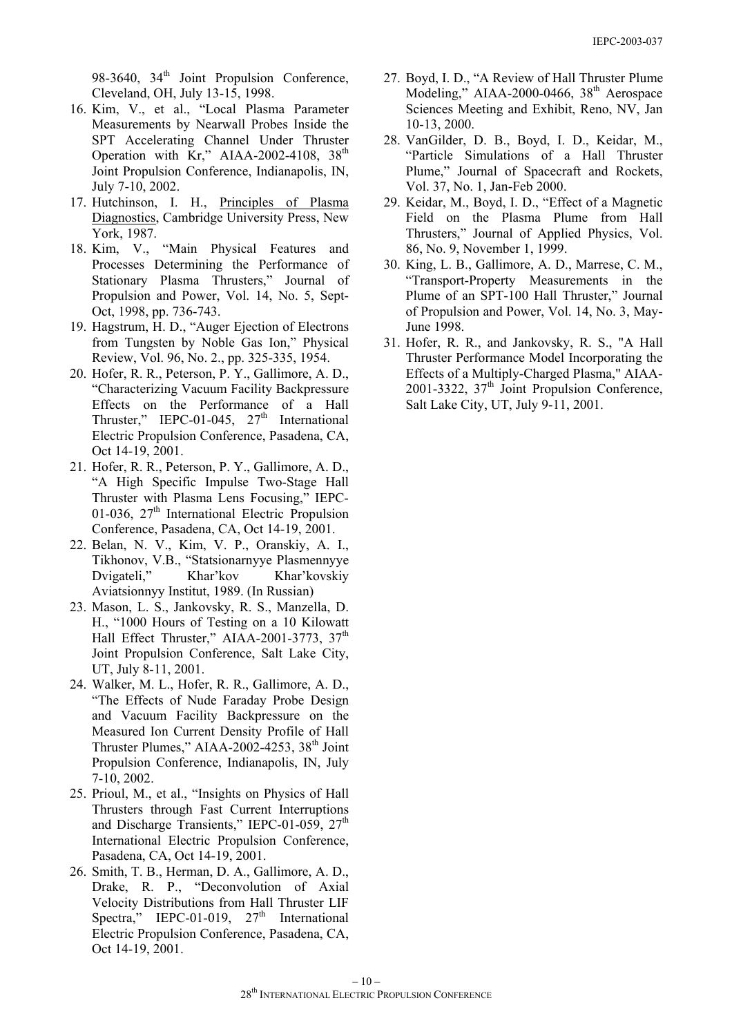98-3640, 34th Joint Propulsion Conference, Cleveland, OH, July 13-15, 1998.

16. Kim, V., et al., "Local Plasma Parameter Measurements by Nearwall Probes Inside the SPT Accelerating Channel Under Thruster Operation with Kr," AIAA-2002-4108, 38th Joint Propulsion Conference, Indianapolis, IN, July 7-10, 2002.
17. Hutchinson, I. H., Principles of Plasma Diagnostics, Cambridge University Press, New York, 1987.
18. Kim, V., "Main Physical Features and Processes Determining the Performance of Stationary Plasma Thrusters," Journal of Propulsion and Power, Vol. 14, No. 5, Sept-Oct, 1998, pp. 736-743.
19. Hagstrum, H. D., "Auger Ejection of Electrons from Tungsten by Noble Gas Ion," Physical Review, Vol. 96, No. 2., pp. 325-335, 1954.
20. Hofer, R. R., Peterson, P. Y., Gallimore, A. D., "Characterizing Vacuum Facility Backpressure Effects on the Performance of a Hall Thruster," IEPC-01-045, 27th International Electric Propulsion Conference, Pasadena, CA, Oct 14-19, 2001.
21. Hofer, R. R., Peterson, P. Y., Gallimore, A. D., "A High Specific Impulse Two-Stage Hall Thruster with Plasma Lens Focusing," IEPC-01-036, 27th International Electric Propulsion Conference, Pasadena, CA, Oct 14-19, 2001.
22. Belan, N. V., Kim, V. P., Oranskiy, A. I., Tikhonov, V.B., "Statsionarnyye Plasmennyye Dvigateli," Khar'kov Khar'kovskiy Aviatsionnyy Institut, 1989. (In Russian)
23. Mason, L. S., Jankovsky, R. S., Manzella, D. H., "1000 Hours of Testing on a 10 Kilowatt Hall Effect Thruster," AIAA-2001-3773, 37th Joint Propulsion Conference, Salt Lake City, UT, July 8-11, 2001.
24. Walker, M. L., Hofer, R. R., Gallimore, A. D., "The Effects of Nude Faraday Probe Design and Vacuum Facility Backpressure on the Measured Ion Current Density Profile of Hall Thruster Plumes," AIAA-2002-4253, 38th Joint Propulsion Conference, Indianapolis, IN, July 7-10, 2002.
25. Prioul, M., et al., "Insights on Physics of Hall Thrusters through Fast Current Interruptions and Discharge Transients," IEPC-01-059, 27th International Electric Propulsion Conference, Pasadena, CA, Oct 14-19, 2001.
26. Smith, T. B., Herman, D. A., Gallimore, A. D., Drake, R. P., "Deconvolution of Axial Velocity Distributions from Hall Thruster LIF Spectra," IEPC-01-019, 27th International Electric Propulsion Conference, Pasadena, CA, Oct 14-19, 2001.
27. Boyd, I. D., "A Review of Hall Thruster Plume Modeling," AIAA-2000-0466, 38th Aerospace Sciences Meeting and Exhibit, Reno, NV, Jan 10-13, 2000.
28. VanGilder, D. B., Boyd, I. D., Keidar, M., "Particle Simulations of a Hall Thruster Plume," Journal of Spacecraft and Rockets, Vol. 37, No. 1, Jan-Feb 2000.
29. Keidar, M., Boyd, I. D., "Effect of a Magnetic Field on the Plasma Plume from Hall Thrusters," Journal of Applied Physics, Vol. 86, No. 9, November 1, 1999.
30. King, L. B., Gallimore, A. D., Marrese, C. M., "Transport-Property Measurements in the Plume of an SPT-100 Hall Thruster," Journal of Propulsion and Power, Vol. 14, No. 3, May-June 1998.
31. Hofer, R. R., and Jankovsky, R. S., "A Hall Thruster Performance Model Incorporating the Effects of a Multiply-Charged Plasma," AIAA-2001-3322, 37th Joint Propulsion Conference, Salt Lake City, UT, July 9-11, 2001.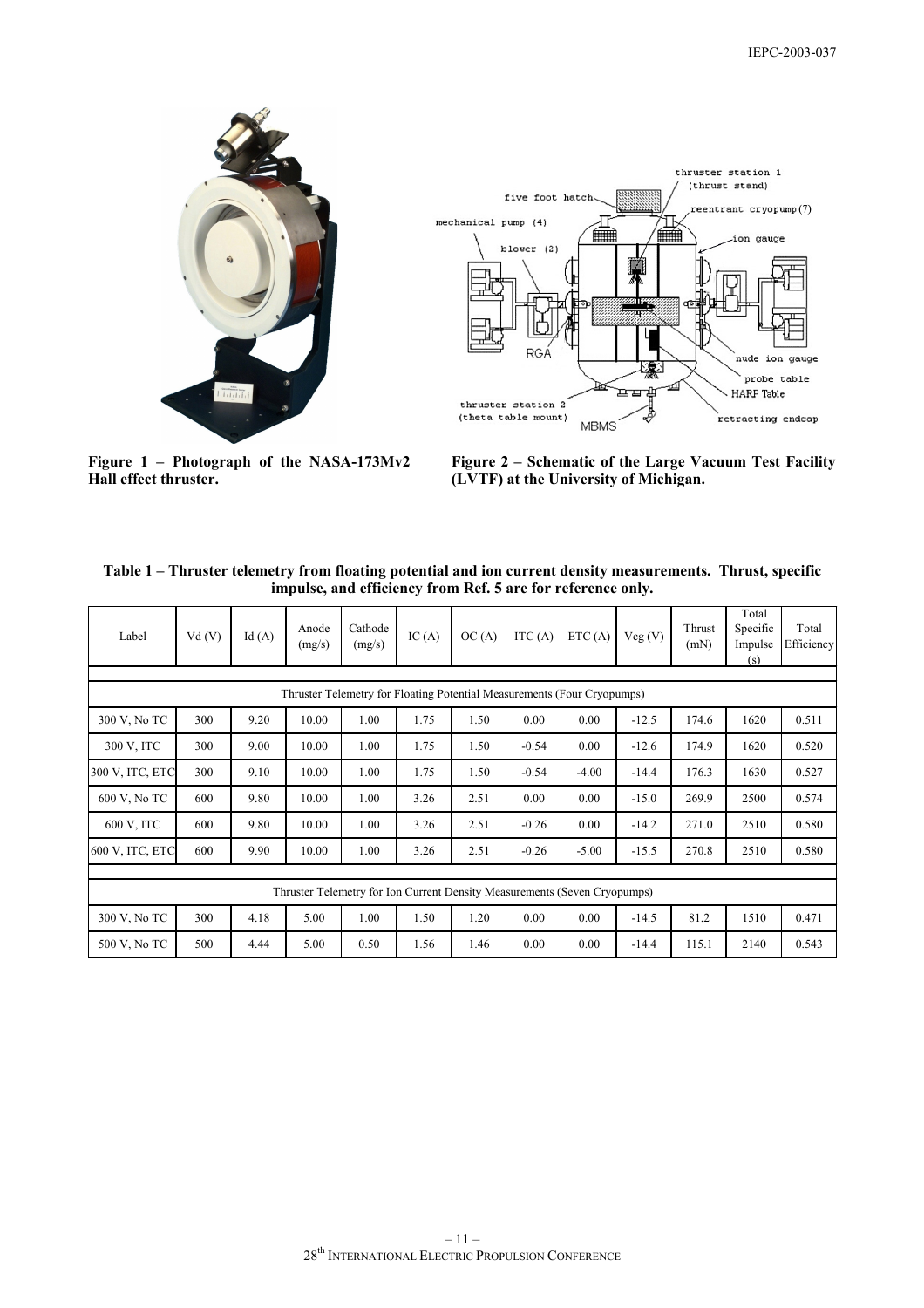**Figure 1 – Photograph of the NASA-173Mv2 Hall effect thruster.**

**Figure 2 – Schematic of the Large Vacuum Test Facility (LVTF) at the University of Michigan.**

**Table 1 – Thruster telemetry from floating potential and ion current density measurements. Thrust, specific impulse, and efficiency from Ref. 5 are for reference only.**

| Label | Vd (V) | Id (A) | Anode (mg/s) | Cathode (mg/s) | IC (A) | OC (A) | ITC (A) | ETC (A) | Vcg (V) | Thrust (mN) | Total Specific Impulse (s) | Total Efficiency |
|---|---|---|---|---|---|---|---|---|---|---|---|---|
| Thruster Telemetry for Floating Potential Measurements (Four Cryopumps) | | | | | | | | | | | | |
| 300 V, No TC | 300 | 9.20 | 10.00 | 1.00 | 1.75 | 1.50 | 0.00 | 0.00 | -12.5 | 174.6 | 1620 | 0.511 |
| 300 V, ITC | 300 | 9.00 | 10.00 | 1.00 | 1.75 | 1.50 | -0.54 | 0.00 | -12.6 | 174.9 | 1620 | 0.520 |
| 300 V, ITC, ETC | 300 | 9.10 | 10.00 | 1.00 | 1.75 | 1.50 | -0.54 | -4.00 | -14.4 | 176.3 | 1630 | 0.527 |
| 600 V, No TC | 600 | 9.80 | 10.00 | 1.00 | 3.26 | 2.51 | 0.00 | 0.00 | -15.0 | 269.9 | 2500 | 0.574 |
| 600 V, ITC | 600 | 9.80 | 10.00 | 1.00 | 3.26 | 2.51 | -0.26 | 0.00 | -14.2 | 271.0 | 2510 | 0.580 |
| 600 V, ITC, ETC | 600 | 9.90 | 10.00 | 1.00 | 3.26 | 2.51 | -0.26 | -5.00 | -15.5 | 270.8 | 2510 | 0.580 |
| Thruster Telemetry for Ion Current Density Measurements (Seven Cryopumps) | | | | | | | | | | | | |
| 300 V, No TC | 300 | 4.18 | 5.00 | 1.00 | 1.50 | 1.20 | 0.00 | 0.00 | -14.5 | 81.2 | 1510 | 0.471 |
| 500 V, No TC | 500 | 4.44 | 5.00 | 0.50 | 1.56 | 1.46 | 0.00 | 0.00 | -14.4 | 115.1 | 2140 | 0.543 |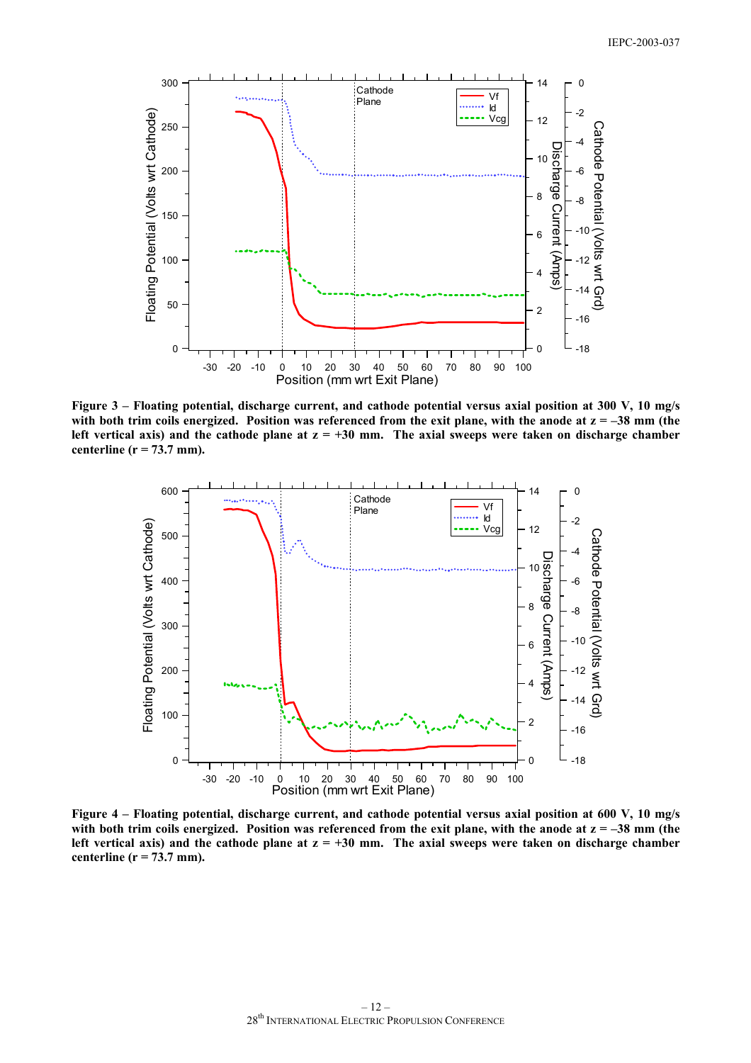**Figure 3 – Floating potential, discharge current, and cathode potential versus axial position at 300 V, 10 mg/s with both trim coils energized. Position was referenced from the exit plane, with the anode at z = –38 mm (the left vertical axis) and the cathode plane at z = +30 mm. The axial sweeps were taken on discharge chamber centerline (r = 73.7 mm).**

**Figure 4 – Floating potential, discharge current, and cathode potential versus axial position at 600 V, 10 mg/s with both trim coils energized. Position was referenced from the exit plane, with the anode at z = –38 mm (the left vertical axis) and the cathode plane at z = +30 mm. The axial sweeps were taken on discharge chamber centerline (r = 73.7 mm).**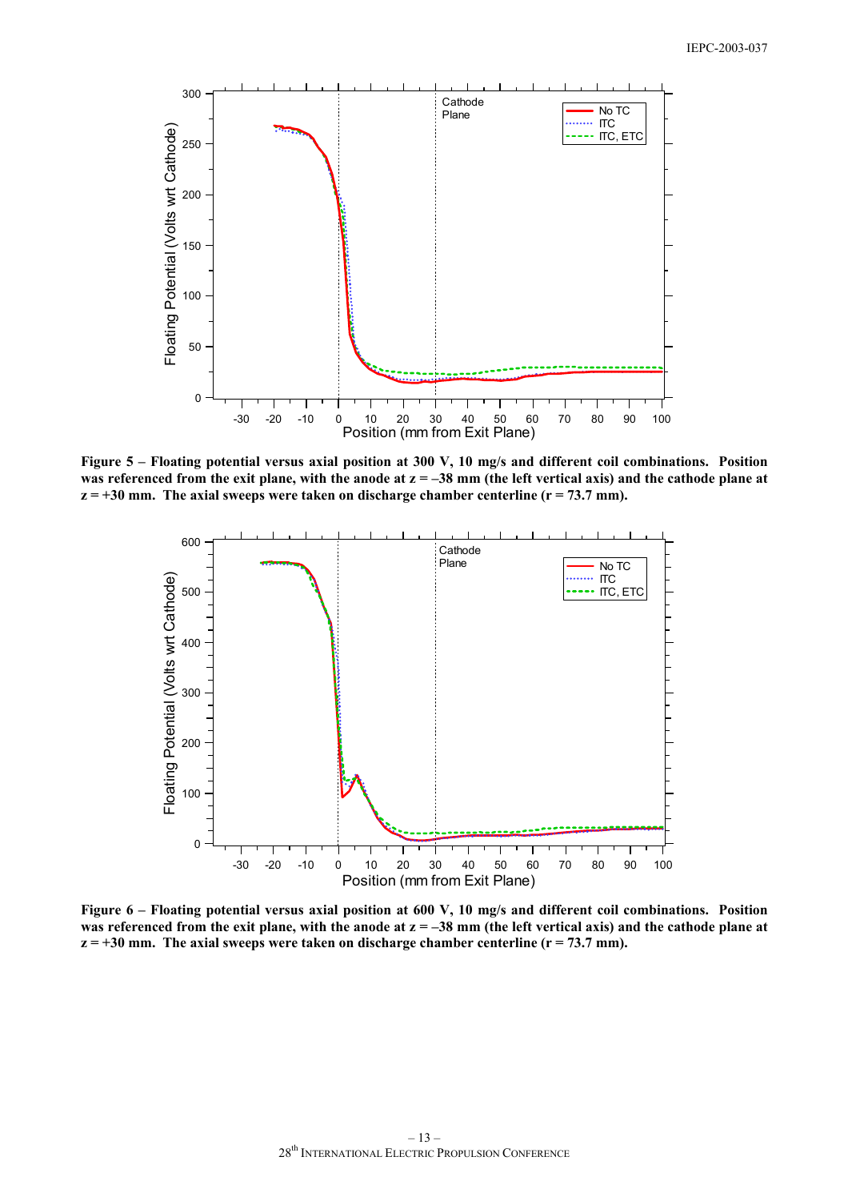**Figure 5 – Floating potential versus axial position at 300 V, 10 mg/s and different coil combinations. Position was referenced from the exit plane, with the anode at z = –38 mm (the left vertical axis) and the cathode plane at z = +30 mm. The axial sweeps were taken on discharge chamber centerline (r = 73.7 mm).**

**Figure 6 – Floating potential versus axial position at 600 V, 10 mg/s and different coil combinations. Position was referenced from the exit plane, with the anode at z = –38 mm (the left vertical axis) and the cathode plane at z = +30 mm. The axial sweeps were taken on discharge chamber centerline (r = 73.7 mm).**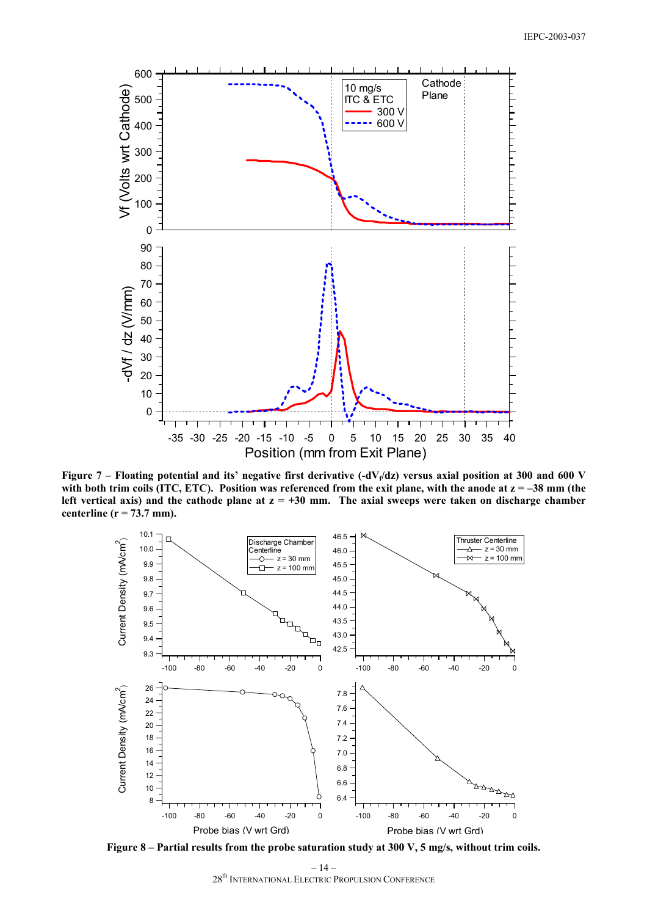**Figure 7 – Floating potential and its' negative first derivative ($-dV_f/dz$) versus axial position at 300 and 600 V with both trim coils (ITC, ETC). Position was referenced from the exit plane, with the anode at z = –38 mm (the left vertical axis) and the cathode plane at z = +30 mm. The axial sweeps were taken on discharge chamber centerline (r = 73.7 mm).**

**Figure 8 – Partial results from the probe saturation study at 300 V, 5 mg/s, without trim coils.**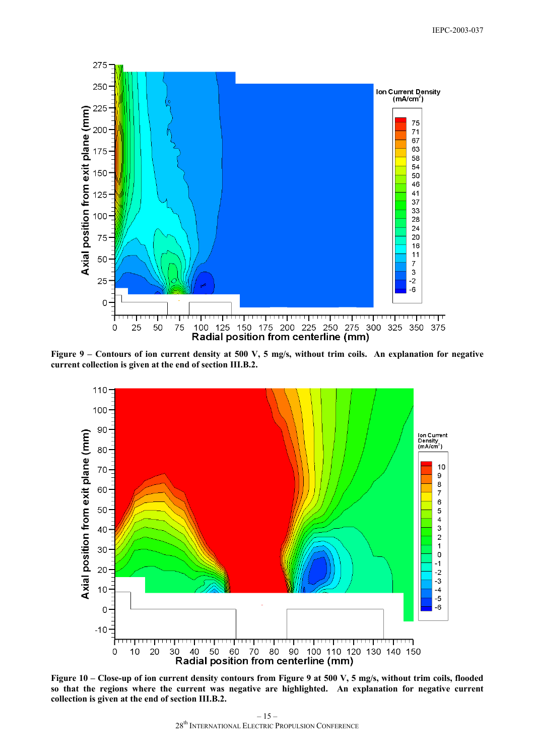**Figure 9 – Contours of ion current density at 500 V, 5 mg/s, without trim coils. An explanation for negative current collection is given at the end of section III.B.2.**

**Figure 10 – Close-up of ion current density contours from Figure 9 at 500 V, 5 mg/s, without trim coils, flooded so that the regions where the current was negative are highlighted. An explanation for negative current collection is given at the end of section III.B.2.**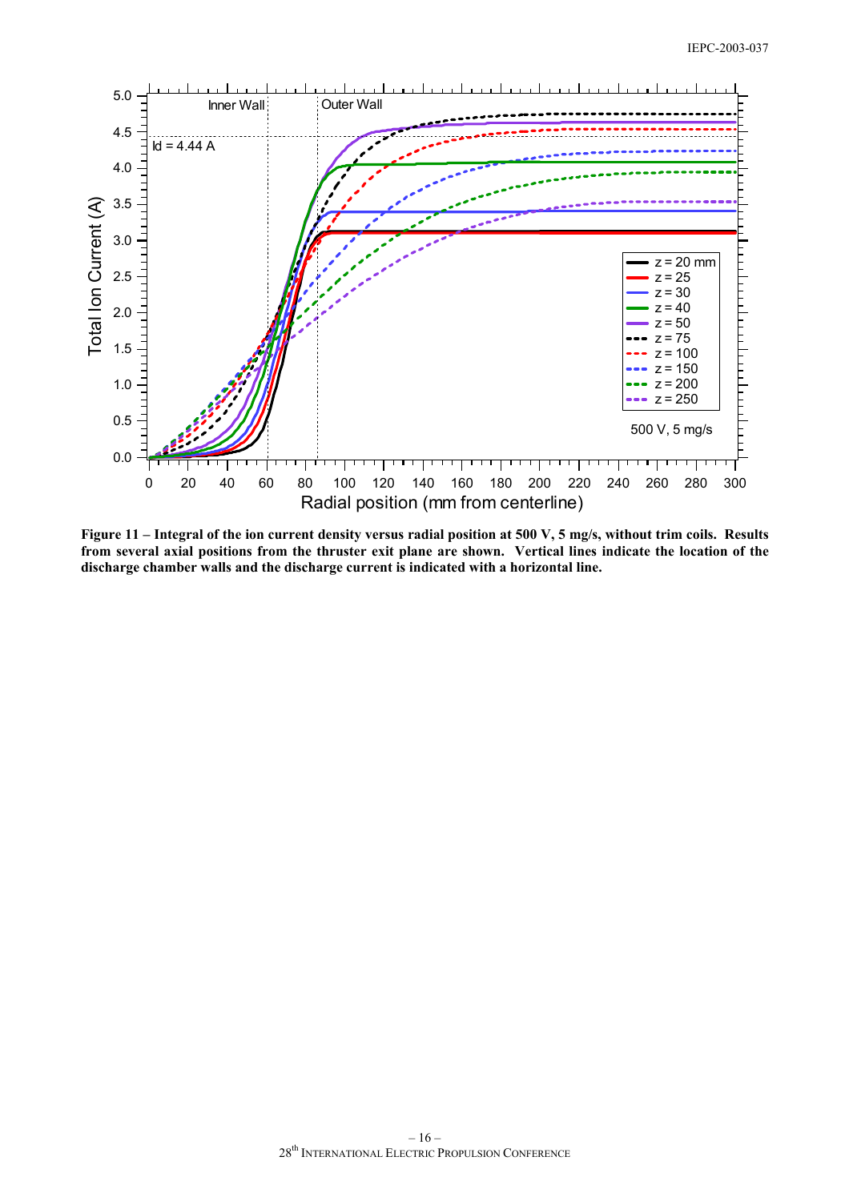Inner Wall

Outer Wall

Id = 4.44 A

Total Ion Current (A)

5.0
4.5
4.0
3.5
3.0
2.5
2.0
1.5
1.0
0.5
0.0

0 20 40 60 80 100 120 140 160 180 200 220 240 260 280 300

Radial position (mm from centerline)

z = 20 mm
z = 25
z = 30
z = 40
z = 50
z = 75
z = 100
z = 150
z = 200
z = 250

500 V, 5 mg/s

**Figure 11 – Integral of the ion current density versus radial position at 500 V, 5 mg/s, without trim coils. Results from several axial positions from the thruster exit plane are shown. Vertical lines indicate the location of the discharge chamber walls and the discharge current is indicated with a horizontal line.**